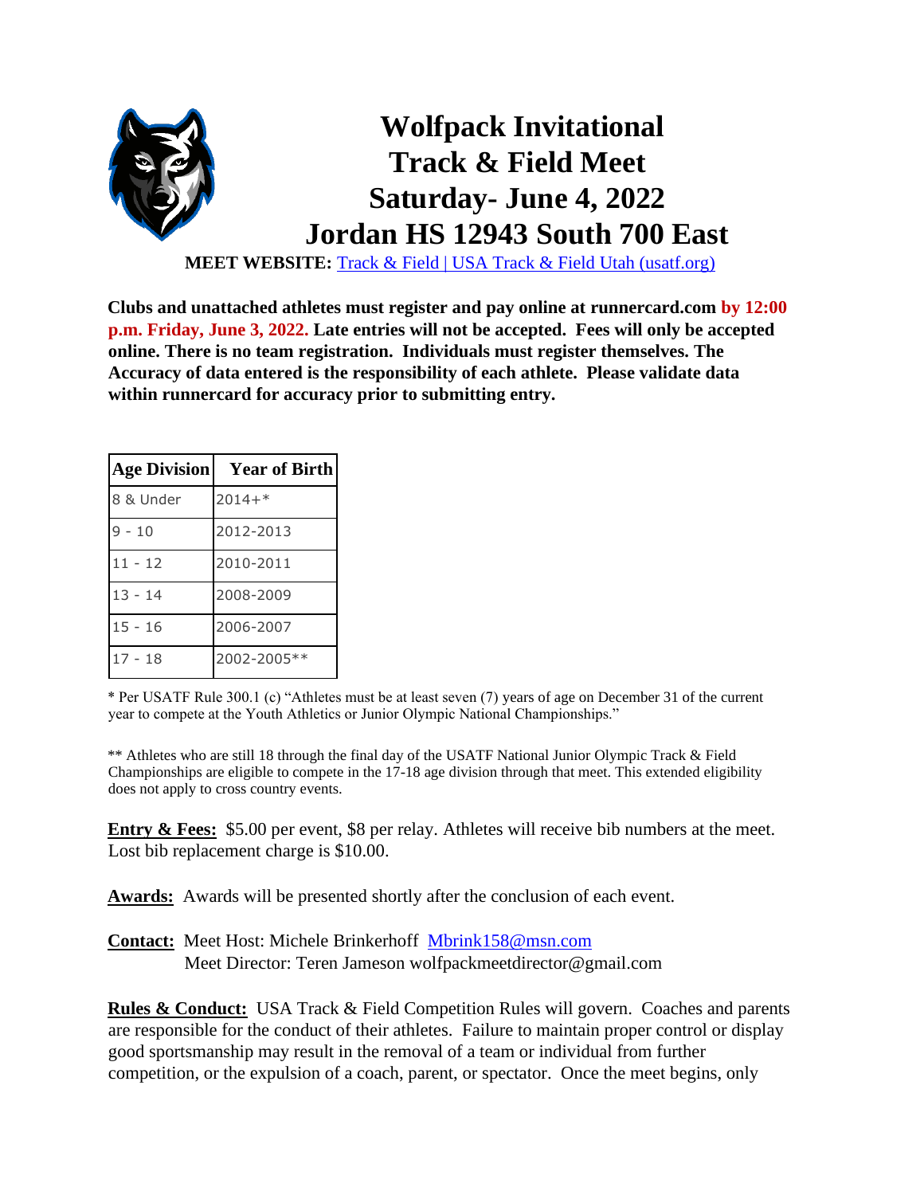# Wolfpack Invitational
# Track & Field Meet
# Saturday- June 4, 2022
# Jordan HS 12943 South 700 East

**MEET WEBSITE:** Track & Field | USA Track & Field Utah (usatf.org)

**Clubs and unattached athletes must register and pay online at runnercard.com by 12:00 p.m. Friday, June 3, 2022. Late entries will not be accepted. Fees will only be accepted online. There is no team registration. Individuals must register themselves. The Accuracy of data entered is the responsibility of each athlete. Please validate data within runnercard for accuracy prior to submitting entry.**

| Age Division | Year of Birth |
|---|---|
| 8 & Under | 2014+* |
| 9 - 10 | 2012-2013 |
| 11 - 12 | 2010-2011 |
| 13 - 14 | 2008-2009 |
| 15 - 16 | 2006-2007 |
| 17 - 18 | 2002-2005** |

* Per USATF Rule 300.1 (c) "Athletes must be at least seven (7) years of age on December 31 of the current year to compete at the Youth Athletics or Junior Olympic National Championships."

** Athletes who are still 18 through the final day of the USATF National Junior Olympic Track & Field Championships are eligible to compete in the 17-18 age division through that meet. This extended eligibility does not apply to cross country events.

**Entry & Fees:** $5.00 per event, $8 per relay. Athletes will receive bib numbers at the meet. Lost bib replacement charge is $10.00.

**Awards:** Awards will be presented shortly after the conclusion of each event.

**Contact:** Meet Host: Michele Brinkerhoff Mbrink158@msn.com
Meet Director: Teren Jameson wolfpackmeetdirector@gmail.com

**Rules & Conduct:** USA Track & Field Competition Rules will govern. Coaches and parents are responsible for the conduct of their athletes. Failure to maintain proper control or display good sportsmanship may result in the removal of a team or individual from further competition, or the expulsion of a coach, parent, or spectator. Once the meet begins, only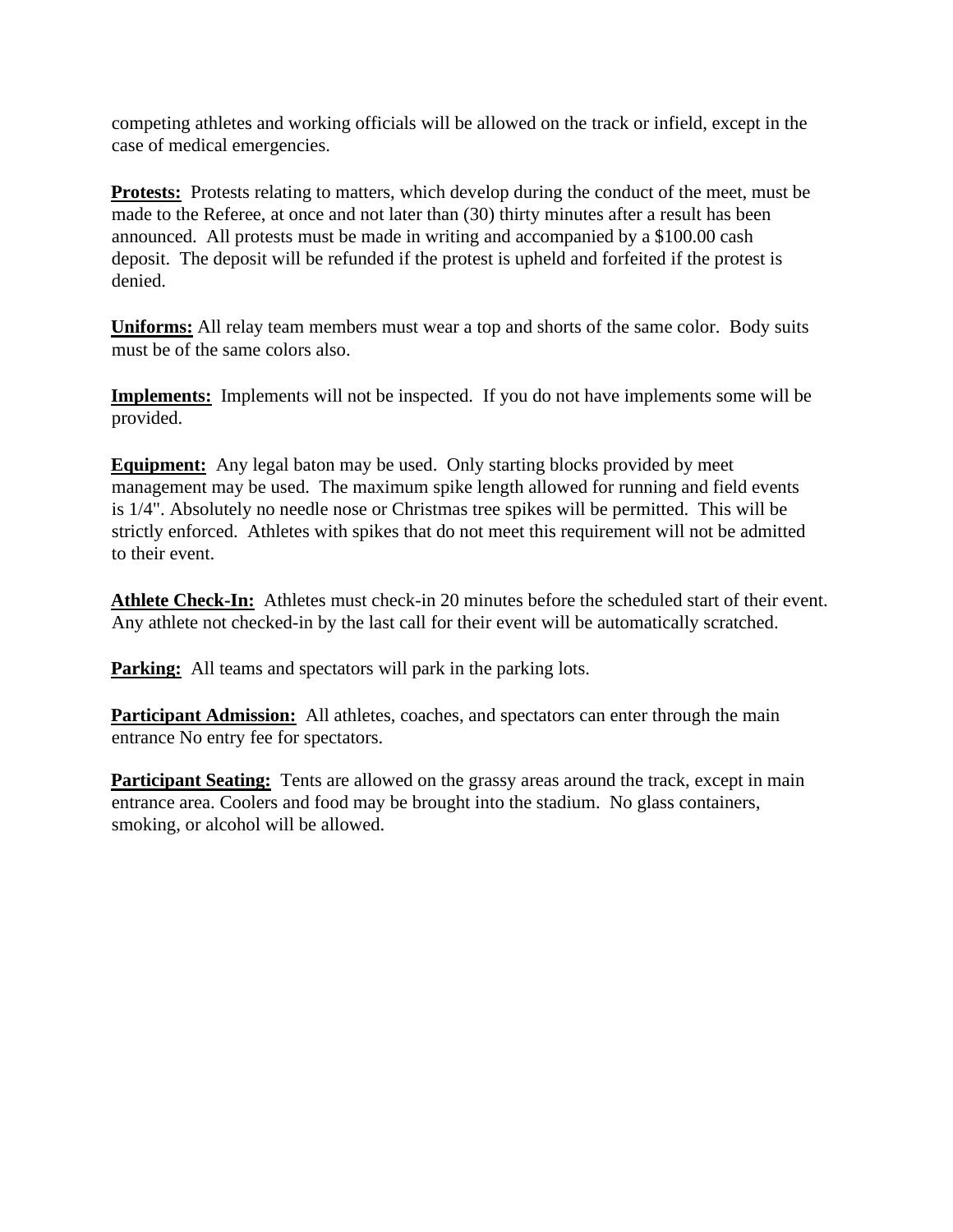competing athletes and working officials will be allowed on the track or infield, except in the case of medical emergencies.

**Protests:** Protests relating to matters, which develop during the conduct of the meet, must be made to the Referee, at once and not later than (30) thirty minutes after a result has been announced. All protests must be made in writing and accompanied by a $100.00 cash deposit. The deposit will be refunded if the protest is upheld and forfeited if the protest is denied.

**Uniforms:** All relay team members must wear a top and shorts of the same color. Body suits must be of the same colors also.

**Implements:** Implements will not be inspected. If you do not have implements some will be provided.

**Equipment:** Any legal baton may be used. Only starting blocks provided by meet management may be used. The maximum spike length allowed for running and field events is 1/4". Absolutely no needle nose or Christmas tree spikes will be permitted. This will be strictly enforced. Athletes with spikes that do not meet this requirement will not be admitted to their event.

**Athlete Check-In:** Athletes must check-in 20 minutes before the scheduled start of their event. Any athlete not checked-in by the last call for their event will be automatically scratched.

**Parking:** All teams and spectators will park in the parking lots.

**Participant Admission:** All athletes, coaches, and spectators can enter through the main entrance No entry fee for spectators.

**Participant Seating:** Tents are allowed on the grassy areas around the track, except in main entrance area. Coolers and food may be brought into the stadium. No glass containers, smoking, or alcohol will be allowed.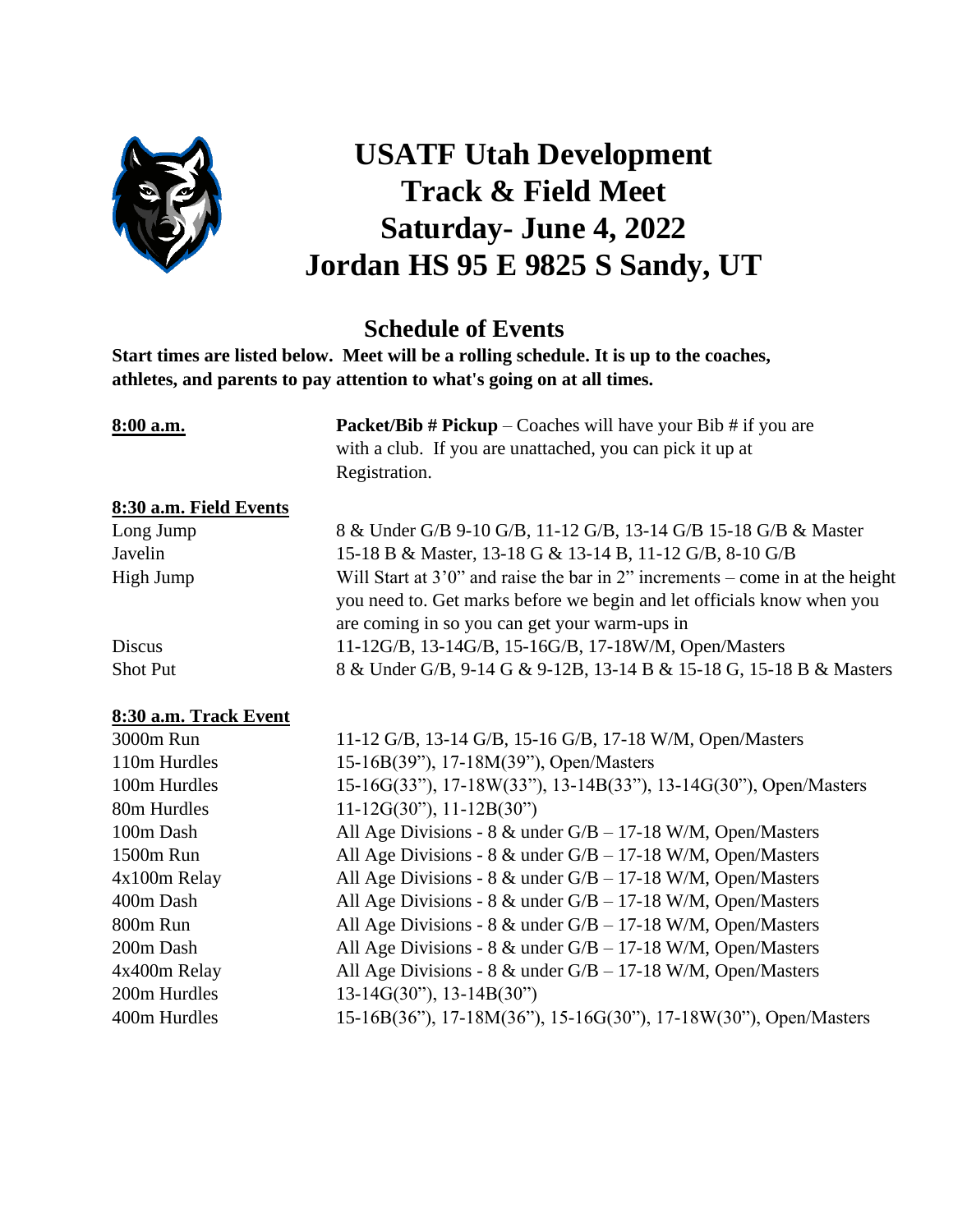# USATF Utah Development Track & Field Meet Saturday- June 4, 2022 Jordan HS 95 E 9825 S Sandy, UT

## Schedule of Events

**Start times are listed below. Meet will be a rolling schedule. It is up to the coaches, athletes, and parents to pay attention to what's going on at all times.**

**8:00 a.m.** **Packet/Bib # Pickup** – Coaches will have your Bib # if you are with a club. If you are unattached, you can pick it up at Registration.

### 8:30 a.m. Field Events

| Event | Divisions |
|---|---|
| Long Jump | 8 & Under G/B 9-10 G/B, 11-12 G/B, 13-14 G/B 15-18 G/B & Master |
| Javelin | 15-18 B & Master, 13-18 G & 13-14 B, 11-12 G/B, 8-10 G/B |
| High Jump | Will Start at 3'0" and raise the bar in 2" increments – come in at the height you need to. Get marks before we begin and let officials know when you are coming in so you can get your warm-ups in |
| Discus | 11-12G/B, 13-14G/B, 15-16G/B, 17-18W/M, Open/Masters |
| Shot Put | 8 & Under G/B, 9-14 G & 9-12B, 13-14 B & 15-18 G, 15-18 B & Masters |

### 8:30 a.m. Track Event

| Event | Divisions |
|---|---|
| 3000m Run | 11-12 G/B, 13-14 G/B, 15-16 G/B, 17-18 W/M, Open/Masters |
| 110m Hurdles | 15-16B(39"), 17-18M(39"), Open/Masters |
| 100m Hurdles | 15-16G(33"), 17-18W(33"), 13-14B(33"), 13-14G(30"), Open/Masters |
| 80m Hurdles | 11-12G(30"), 11-12B(30") |
| 100m Dash | All Age Divisions - 8 & under G/B – 17-18 W/M, Open/Masters |
| 1500m Run | All Age Divisions - 8 & under G/B – 17-18 W/M, Open/Masters |
| 4x100m Relay | All Age Divisions - 8 & under G/B – 17-18 W/M, Open/Masters |
| 400m Dash | All Age Divisions - 8 & under G/B – 17-18 W/M, Open/Masters |
| 800m Run | All Age Divisions - 8 & under G/B – 17-18 W/M, Open/Masters |
| 200m Dash | All Age Divisions - 8 & under G/B – 17-18 W/M, Open/Masters |
| 4x400m Relay | All Age Divisions - 8 & under G/B – 17-18 W/M, Open/Masters |
| 200m Hurdles | 13-14G(30"), 13-14B(30") |
| 400m Hurdles | 15-16B(36"), 17-18M(36"), 15-16G(30"), 17-18W(30"), Open/Masters |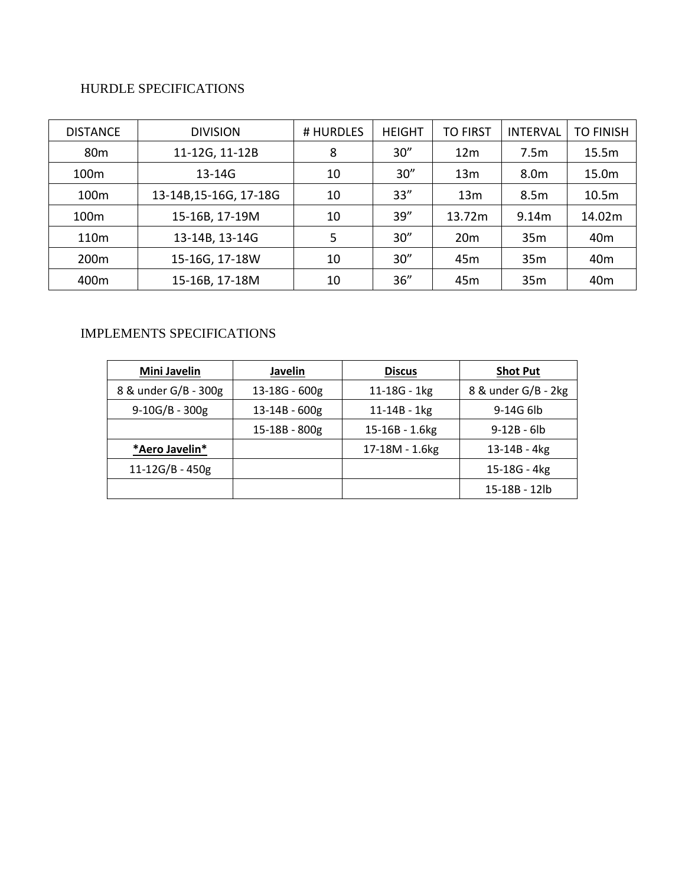HURDLE SPECIFICATIONS

| DISTANCE | DIVISION | # HURDLES | HEIGHT | TO FIRST | INTERVAL | TO FINISH |
|---|---|---|---|---|---|---|
| 80m | 11-12G, 11-12B | 8 | 30” | 12m | 7.5m | 15.5m |
| 100m | 13-14G | 10 | 30” | 13m | 8.0m | 15.0m |
| 100m | 13-14B,15-16G, 17-18G | 10 | 33” | 13m | 8.5m | 10.5m |
| 100m | 15-16B, 17-19M | 10 | 39” | 13.72m | 9.14m | 14.02m |
| 110m | 13-14B, 13-14G | 5 | 30” | 20m | 35m | 40m |
| 200m | 15-16G, 17-18W | 10 | 30” | 45m | 35m | 40m |
| 400m | 15-16B, 17-18M | 10 | 36” | 45m | 35m | 40m |

IMPLEMENTS SPECIFICATIONS

| **Mini Javelin** | **Javelin** | **Discus** | **Shot Put** |
|---|---|---|---|
| 8 & under G/B - 300g | 13-18G - 600g | 11-18G - 1kg | 8 & under G/B - 2kg |
| 9-10G/B - 300g | 13-14B - 600g | 11-14B - 1kg | 9-14G 6lb |
| | 15-18B - 800g | 15-16B - 1.6kg | 9-12B - 6lb |
| **\*Aero Javelin\*** | | 17-18M - 1.6kg | 13-14B - 4kg |
| 11-12G/B - 450g | | | 15-18G - 4kg |
| | | | 15-18B - 12lb |